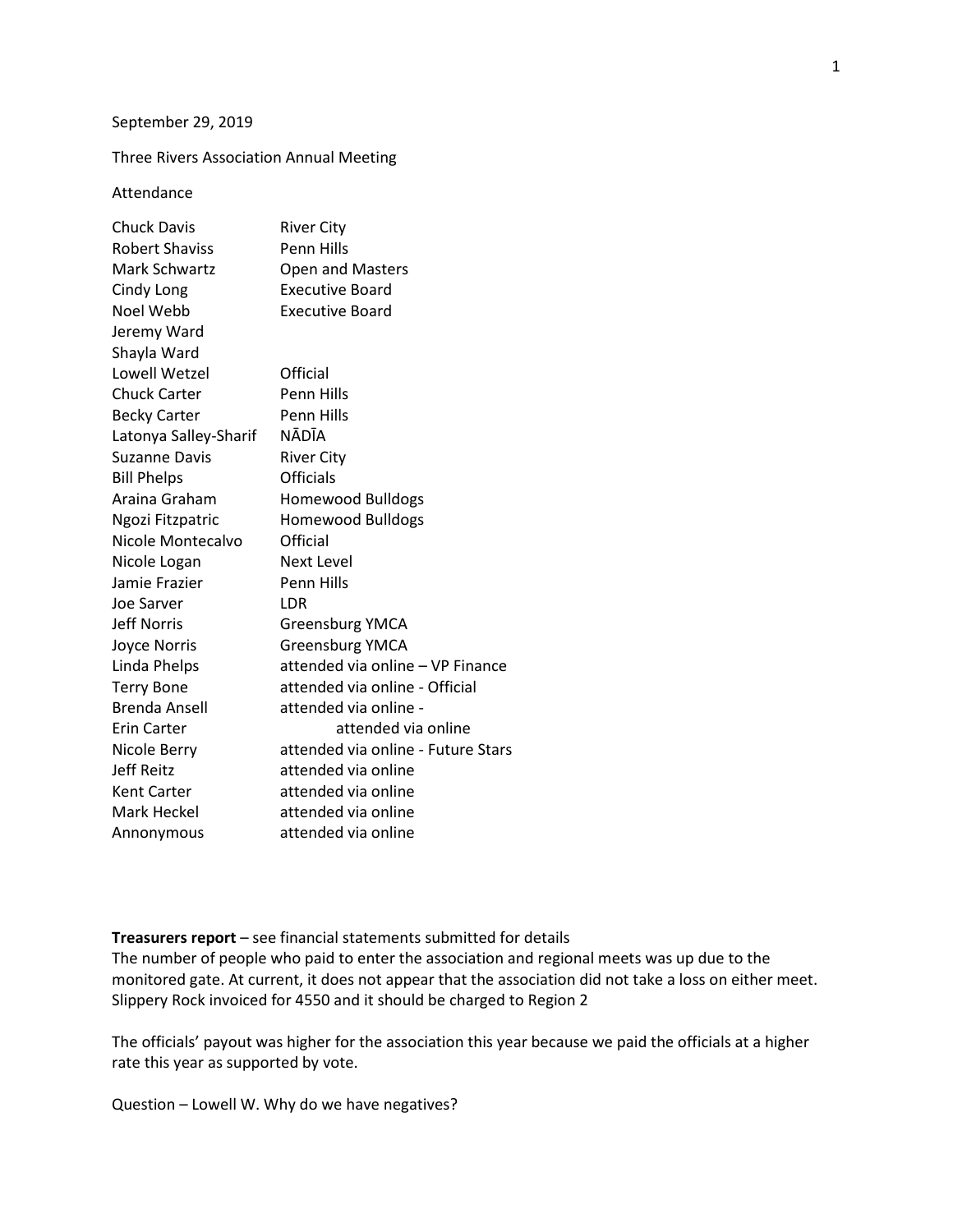September 29, 2019

Three Rivers Association Annual Meeting

Attendance

| | |
|---|---|
| Chuck Davis | River City |
| Robert Shaviss | Penn Hills |
| Mark Schwartz | Open and Masters |
| Cindy Long | Executive Board |
| Noel Webb | Executive Board |
| Jeremy Ward | |
| Shayla Ward | |
| Lowell Wetzel | Official |
| Chuck Carter | Penn Hills |
| Becky Carter | Penn Hills |
| Latonya Salley-Sharif | NĀDĪA |
| Suzanne Davis | River City |
| Bill Phelps | Officials |
| Araina Graham | Homewood Bulldogs |
| Ngozi Fitzpatric | Homewood Bulldogs |
| Nicole Montecalvo | Official |
| Nicole Logan | Next Level |
| Jamie Frazier | Penn Hills |
| Joe Sarver | LDR |
| Jeff Norris | Greensburg YMCA |
| Joyce Norris | Greensburg YMCA |
| Linda Phelps | attended via online – VP Finance |
| Terry Bone | attended via online - Official |
| Brenda Ansell | attended via online - |
| Erin Carter | attended via online |
| Nicole Berry | attended via online - Future Stars |
| Jeff Reitz | attended via online |
| Kent Carter | attended via online |
| Mark Heckel | attended via online |
| Annonymous | attended via online |

**Treasurers report** – see financial statements submitted for details
The number of people who paid to enter the association and regional meets was up due to the monitored gate. At current, it does not appear that the association did not take a loss on either meet. Slippery Rock invoiced for 4550 and it should be charged to Region 2

The officials' payout was higher for the association this year because we paid the officials at a higher rate this year as supported by vote.

Question – Lowell W. Why do we have negatives?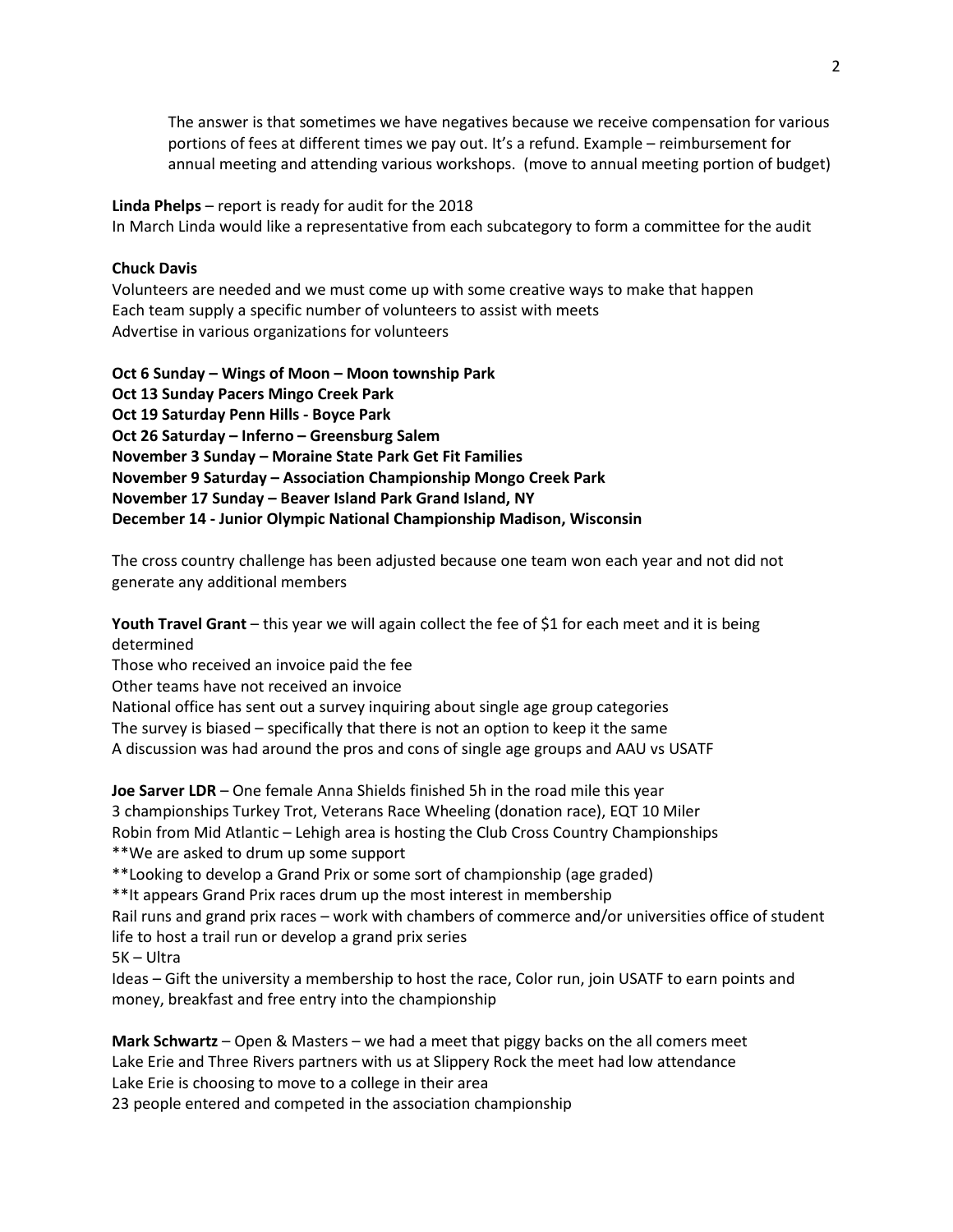The answer is that sometimes we have negatives because we receive compensation for various portions of fees at different times we pay out. It's a refund. Example – reimbursement for annual meeting and attending various workshops. (move to annual meeting portion of budget)

**Linda Phelps** – report is ready for audit for the 2018
In March Linda would like a representative from each subcategory to form a committee for the audit

**Chuck Davis**
Volunteers are needed and we must come up with some creative ways to make that happen
Each team supply a specific number of volunteers to assist with meets
Advertise in various organizations for volunteers

**Oct 6 Sunday – Wings of Moon – Moon township Park**
**Oct 13 Sunday Pacers Mingo Creek Park**
**Oct 19 Saturday Penn Hills - Boyce Park**
**Oct 26 Saturday – Inferno – Greensburg Salem**
**November 3 Sunday – Moraine State Park Get Fit Families**
**November 9 Saturday – Association Championship Mongo Creek Park**
**November 17 Sunday – Beaver Island Park Grand Island, NY**
**December 14 - Junior Olympic National Championship Madison, Wisconsin**

The cross country challenge has been adjusted because one team won each year and not did not generate any additional members

**Youth Travel Grant** – this year we will again collect the fee of $1 for each meet and it is being determined
Those who received an invoice paid the fee
Other teams have not received an invoice
National office has sent out a survey inquiring about single age group categories
The survey is biased – specifically that there is not an option to keep it the same
A discussion was had around the pros and cons of single age groups and AAU vs USATF

**Joe Sarver LDR** – One female Anna Shields finished 5h in the road mile this year
3 championships Turkey Trot, Veterans Race Wheeling (donation race), EQT 10 Miler
Robin from Mid Atlantic – Lehigh area is hosting the Club Cross Country Championships
**We are asked to drum up some support
**Looking to develop a Grand Prix or some sort of championship (age graded)
**It appears Grand Prix races drum up the most interest in membership
Rail runs and grand prix races – work with chambers of commerce and/or universities office of student life to host a trail run or develop a grand prix series
5K – Ultra
Ideas – Gift the university a membership to host the race, Color run, join USATF to earn points and money, breakfast and free entry into the championship

**Mark Schwartz** – Open & Masters – we had a meet that piggy backs on the all comers meet
Lake Erie and Three Rivers partners with us at Slippery Rock the meet had low attendance
Lake Erie is choosing to move to a college in their area
23 people entered and competed in the association championship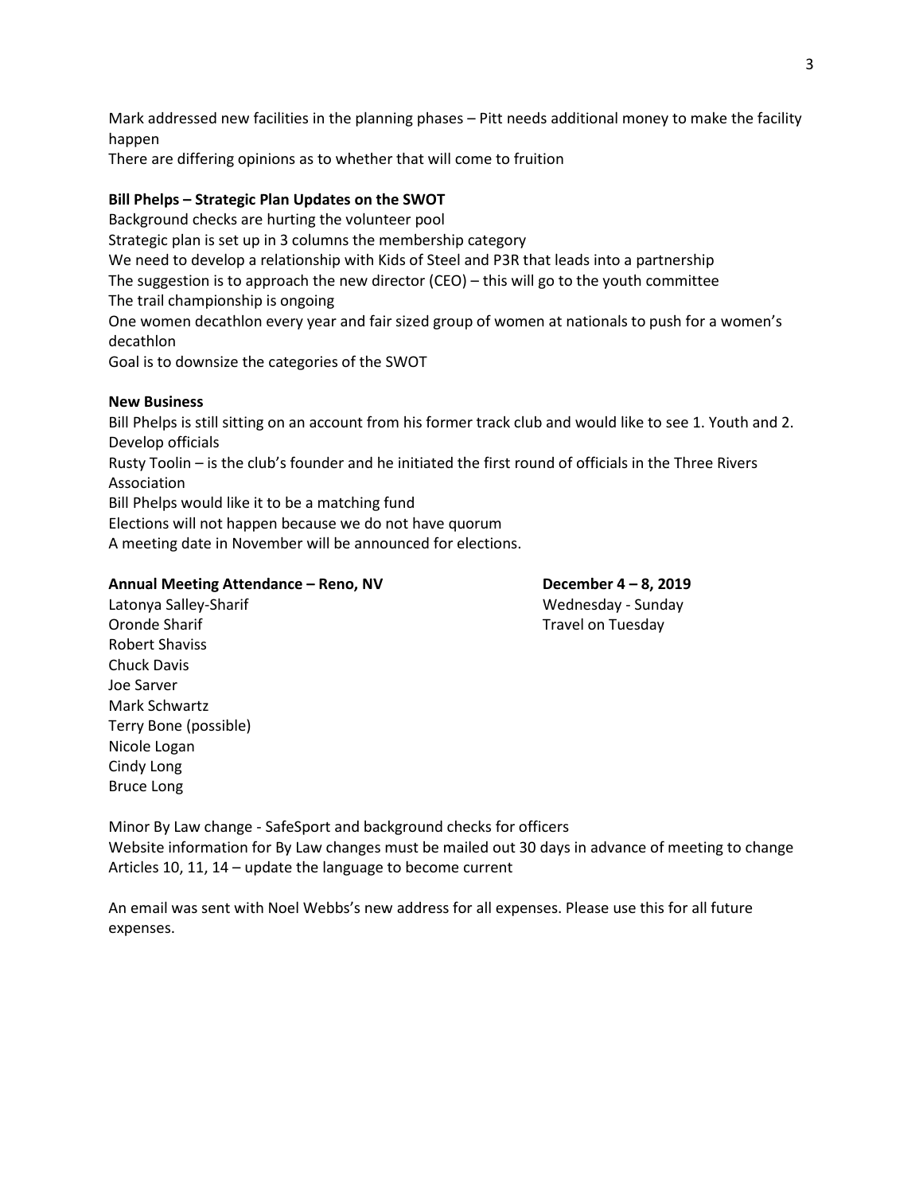Mark addressed new facilities in the planning phases – Pitt needs additional money to make the facility happen

There are differing opinions as to whether that will come to fruition

**Bill Phelps – Strategic Plan Updates on the SWOT**

Background checks are hurting the volunteer pool

Strategic plan is set up in 3 columns the membership category

We need to develop a relationship with Kids of Steel and P3R that leads into a partnership

The suggestion is to approach the new director (CEO) – this will go to the youth committee

The trail championship is ongoing

One women decathlon every year and fair sized group of women at nationals to push for a women's decathlon

Goal is to downsize the categories of the SWOT

**New Business**

Bill Phelps is still sitting on an account from his former track club and would like to see 1. Youth and 2. Develop officials

Rusty Toolin – is the club's founder and he initiated the first round of officials in the Three Rivers Association

Bill Phelps would like it to be a matching fund

Elections will not happen because we do not have quorum

A meeting date in November will be announced for elections.

**Annual Meeting Attendance – Reno, NV**

**December 4 – 8, 2019**

Wednesday - Sunday

Travel on Tuesday

Latonya Salley-Sharif
Oronde Sharif
Robert Shaviss
Chuck Davis
Joe Sarver
Mark Schwartz
Terry Bone (possible)
Nicole Logan
Cindy Long
Bruce Long

Minor By Law change - SafeSport and background checks for officers

Website information for By Law changes must be mailed out 30 days in advance of meeting to change Articles 10, 11, 14 – update the language to become current

An email was sent with Noel Webbs's new address for all expenses. Please use this for all future expenses.